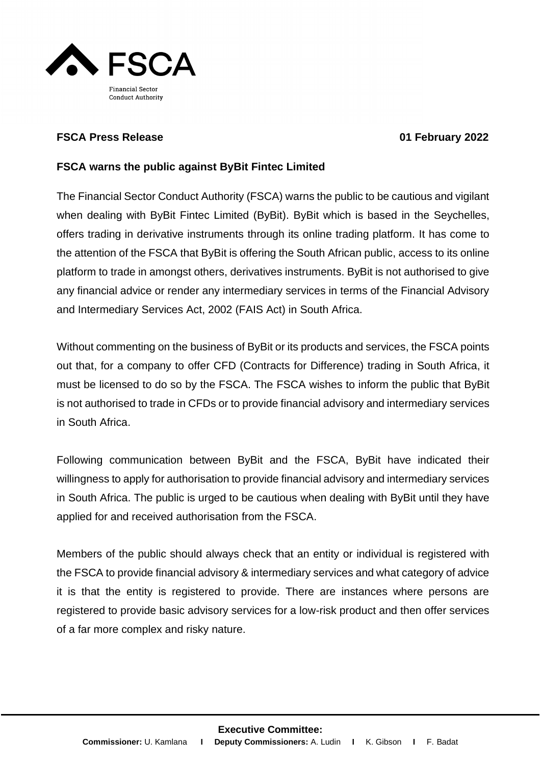FSCA

Financial Sector Conduct Authority

**FSCA Press Release** **01 February 2022**

**FSCA warns the public against ByBit Fintec Limited**

The Financial Sector Conduct Authority (FSCA) warns the public to be cautious and vigilant when dealing with ByBit Fintec Limited (ByBit). ByBit which is based in the Seychelles, offers trading in derivative instruments through its online trading platform. It has come to the attention of the FSCA that ByBit is offering the South African public, access to its online platform to trade in amongst others, derivatives instruments. ByBit is not authorised to give any financial advice or render any intermediary services in terms of the Financial Advisory and Intermediary Services Act, 2002 (FAIS Act) in South Africa.

Without commenting on the business of ByBit or its products and services, the FSCA points out that, for a company to offer CFD (Contracts for Difference) trading in South Africa, it must be licensed to do so by the FSCA. The FSCA wishes to inform the public that ByBit is not authorised to trade in CFDs or to provide financial advisory and intermediary services in South Africa.

Following communication between ByBit and the FSCA, ByBit have indicated their willingness to apply for authorisation to provide financial advisory and intermediary services in South Africa. The public is urged to be cautious when dealing with ByBit until they have applied for and received authorisation from the FSCA.

Members of the public should always check that an entity or individual is registered with the FSCA to provide financial advisory & intermediary services and what category of advice it is that the entity is registered to provide. There are instances where persons are registered to provide basic advisory services for a low-risk product and then offer services of a far more complex and risky nature.

**Executive Committee:**
**Commissioner:** U. Kamlana | **Deputy Commissioners:** A. Ludin | K. Gibson | F. Badat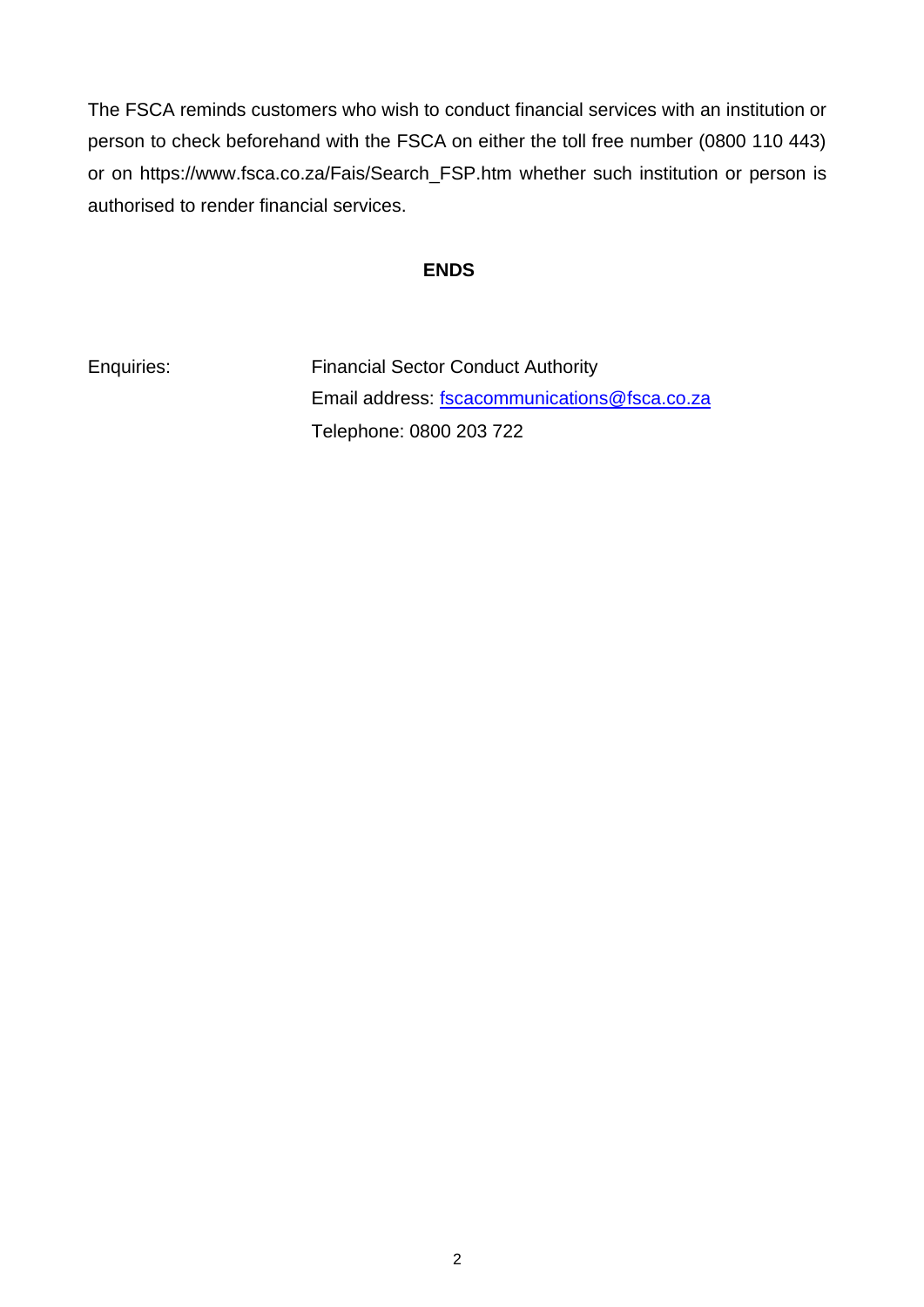The FSCA reminds customers who wish to conduct financial services with an institution or person to check beforehand with the FSCA on either the toll free number (0800 110 443) or on https://www.fsca.co.za/Fais/Search_FSP.htm whether such institution or person is authorised to render financial services.

**ENDS**

Enquiries: Financial Sector Conduct Authority
Email address: fscacommunications@fsca.co.za
Telephone: 0800 203 722